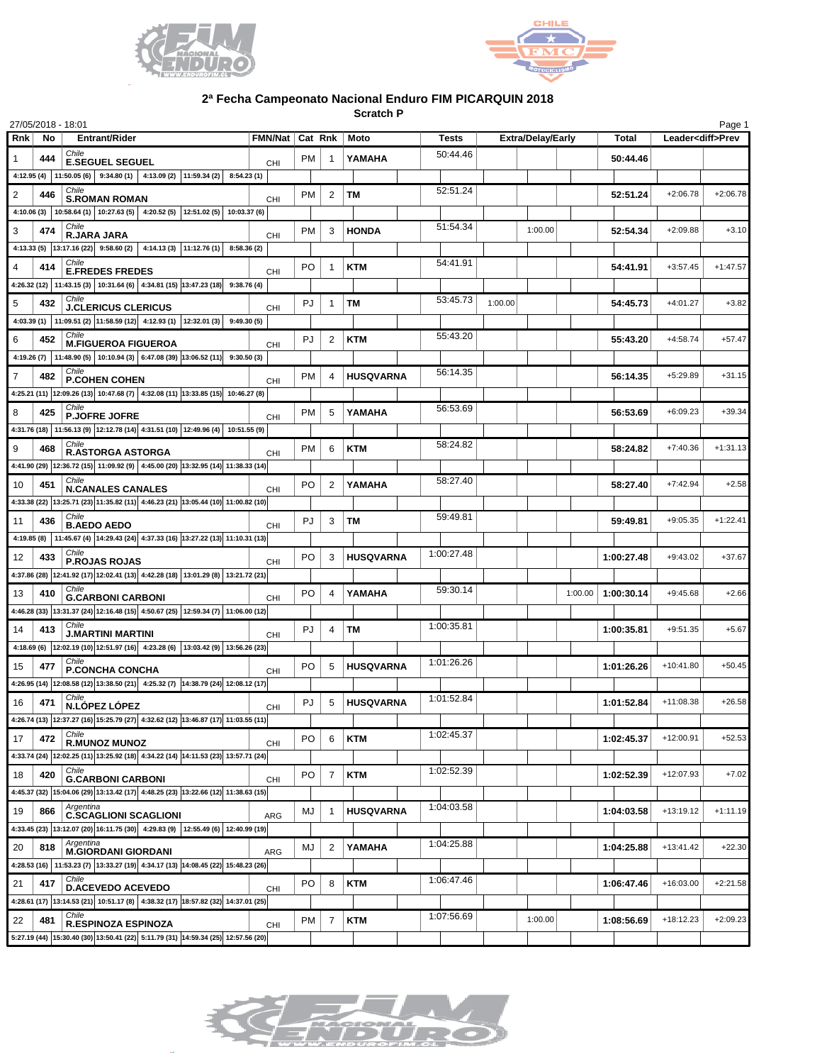## 2ª Fecha Campeonato Nacional Enduro FIM PICARQUIN 2018

**Scratch P**

27/05/2018 - 18:01

| Rnk | No | Entrant/Rider | FMN/Nat | Cat | Rnk | Moto | Tests | Extra | Delay | Early | Total | Leader | Prev |
|---|---|---|---|---|---|---|---|---|---|---|---|---|---|
| 1 | 444 | Chile **E.SEGUEL SEGUEL** | CHI | PM | 1 | **YAMAHA** | 50:44.46 | | | | **50:44.46** | | |
| | | 4:12.95 (4) 11:50.05 (6) 9:34.80 (1) 4:13.09 (2) 11:59.34 (2) 8:54.23 (1) | | | | | | | | | | | |
| 2 | 446 | Chile **S.ROMAN ROMAN** | CHI | PM | 2 | **TM** | 52:51.24 | | | | **52:51.24** | +2:06.78 | +2:06.78 |
| | | 4:10.06 (3) 10:58.64 (1) 10:27.63 (5) 4:20.52 (5) 12:51.02 (5) 10:03.37 (6) | | | | | | | | | | | |
| 3 | 474 | Chile **R.JARA JARA** | CHI | PM | 3 | **HONDA** | 51:54.34 | | 1:00.00 | | **52:54.34** | +2:09.88 | +3.10 |
| | | 4:13.33 (5) 13:17.16 (22) 9:58.60 (2) 4:14.13 (3) 11:12.76 (1) 8:58.36 (2) | | | | | | | | | | | |
| 4 | 414 | Chile **E.FREDES FREDES** | CHI | PO | 1 | **KTM** | 54:41.91 | | | | **54:41.91** | +3:57.45 | +1:47.57 |
| | | 4:26.32 (12) 11:43.15 (3) 10:31.64 (6) 4:34.81 (15) 13:47.23 (18) 9:38.76 (4) | | | | | | | | | | | |
| 5 | 432 | Chile **J.CLERICUS CLERICUS** | CHI | PJ | 1 | **TM** | 53:45.73 | 1:00.00 | | | **54:45.73** | +4:01.27 | +3.82 |
| | | 4:03.39 (1) 11:09.51 (2) 11:58.59 (12) 4:12.93 (1) 12:32.01 (3) 9:49.30 (5) | | | | | | | | | | | |
| 6 | 452 | Chile **M.FIGUEROA FIGUEROA** | CHI | PJ | 2 | **KTM** | 55:43.20 | | | | **55:43.20** | +4:58.74 | +57.47 |
| | | 4:19.26 (7) 11:48.90 (5) 10:10.94 (3) 6:47.08 (39) 13:06.52 (11) 9:30.50 (3) | | | | | | | | | | | |
| 7 | 482 | Chile **P.COHEN COHEN** | CHI | PM | 4 | **HUSQVARNA** | 56:14.35 | | | | **56:14.35** | +5:29.89 | +31.15 |
| | | 4:25.21 (11) 12:09.26 (13) 10:47.68 (7) 4:32.08 (11) 13:33.85 (15) 10:46.27 (8) | | | | | | | | | | | |
| 8 | 425 | Chile **P.JOFRE JOFRE** | CHI | PM | 5 | **YAMAHA** | 56:53.69 | | | | **56:53.69** | +6:09.23 | +39.34 |
| | | 4:31.76 (18) 11:56.13 (9) 12:12.78 (14) 4:31.51 (10) 12:49.96 (4) 10:51.55 (9) | | | | | | | | | | | |
| 9 | 468 | Chile **R.ASTORGA ASTORGA** | CHI | PM | 6 | **KTM** | 58:24.82 | | | | **58:24.82** | +7:40.36 | +1:31.13 |
| | | 4:41.90 (29) 12:36.72 (15) 11:09.92 (9) 4:45.00 (20) 13:32.95 (14) 11:38.33 (14) | | | | | | | | | | | |
| 10 | 451 | Chile **N.CANALES CANALES** | CHI | PO | 2 | **YAMAHA** | 58:27.40 | | | | **58:27.40** | +7:42.94 | +2.58 |
| | | 4:33.38 (22) 13:25.71 (23) 11:35.82 (11) 4:46.23 (21) 13:05.44 (10) 11:00.82 (10) | | | | | | | | | | | |
| 11 | 436 | Chile **B.AEDO AEDO** | CHI | PJ | 3 | **TM** | 59:49.81 | | | | **59:49.81** | +9:05.35 | +1:22.41 |
| | | 4:19.85 (8) 11:45.67 (4) 14:29.43 (24) 4:37.33 (16) 13:27.22 (13) 11:10.31 (13) | | | | | | | | | | | |
| 12 | 433 | Chile **P.ROJAS ROJAS** | CHI | PO | 3 | **HUSQVARNA** | 1:00:27.48 | | | | **1:00:27.48** | +9:43.02 | +37.67 |
| | | 4:37.86 (28) 12:41.92 (17) 12:02.41 (13) 4:42.28 (18) 13:01.29 (8) 13:21.72 (21) | | | | | | | | | | | |
| 13 | 410 | Chile **G.CARBONI CARBONI** | CHI | PO | 4 | **YAMAHA** | 59:30.14 | | | 1:00.00 | **1:00:30.14** | +9:45.68 | +2.66 |
| | | 4:46.28 (33) 13:31.37 (24) 12:16.48 (15) 4:50.67 (25) 12:59.34 (7) 11:06.00 (12) | | | | | | | | | | | |
| 14 | 413 | Chile **J.MARTINI MARTINI** | CHI | PJ | 4 | **TM** | 1:00:35.81 | | | | **1:00:35.81** | +9:51.35 | +5.67 |
| | | 4:18.69 (6) 12:02.19 (10) 12:51.97 (16) 4:23.28 (6) 13:03.42 (9) 13:56.26 (23) | | | | | | | | | | | |
| 15 | 477 | Chile **P.CONCHA CONCHA** | CHI | PO | 5 | **HUSQVARNA** | 1:01:26.26 | | | | **1:01:26.26** | +10:41.80 | +50.45 |
| | | 4:26.95 (14) 12:08.58 (12) 13:38.50 (21) 4:25.32 (7) 14:38.79 (24) 12:08.12 (17) | | | | | | | | | | | |
| 16 | 471 | Chile **N.LÓPEZ LÓPEZ** | CHI | PJ | 5 | **HUSQVARNA** | 1:01:52.84 | | | | **1:01:52.84** | +11:08.38 | +26.58 |
| | | 4:26.74 (13) 12:37.27 (16) 15:25.79 (27) 4:32.62 (12) 13:46.87 (17) 11:03.55 (11) | | | | | | | | | | | |
| 17 | 472 | Chile **R.MUNOZ MUNOZ** | CHI | PO | 6 | **KTM** | 1:02:45.37 | | | | **1:02:45.37** | +12:00.91 | +52.53 |
| | | 4:33.74 (24) 12:02.25 (11) 13:25.92 (18) 4:34.22 (14) 14:11.53 (23) 13:57.71 (24) | | | | | | | | | | | |
| 18 | 420 | Chile **G.CARBONI CARBONI** | CHI | PO | 7 | **KTM** | 1:02:52.39 | | | | **1:02:52.39** | +12:07.93 | +7.02 |
| | | 4:45.37 (32) 15:04.06 (29) 13:13.42 (17) 4:48.25 (23) 13:22.66 (12) 11:38.63 (15) | | | | | | | | | | | |
| 19 | 866 | Argentina **C.SCAGLIONI SCAGLIONI** | ARG | MJ | 1 | **HUSQVARNA** | 1:04:03.58 | | | | **1:04:03.58** | +13:19.12 | +1:11.19 |
| | | 4:33.45 (23) 13:12.07 (20) 16:11.75 (30) 4:29.83 (9) 12:55.49 (6) 12:40.99 (19) | | | | | | | | | | | |
| 20 | 818 | Argentina **M.GIORDANI GIORDANI** | ARG | MJ | 2 | **YAMAHA** | 1:04:25.88 | | | | **1:04:25.88** | +13:41.42 | +22.30 |
| | | 4:28.53 (16) 11:53.23 (7) 13:33.27 (19) 4:34.17 (13) 14:08.45 (22) 15:48.23 (26) | | | | | | | | | | | |
| 21 | 417 | Chile **D.ACEVEDO ACEVEDO** | CHI | PO | 8 | **KTM** | 1:06:47.46 | | | | **1:06:47.46** | +16:03.00 | +2:21.58 |
| | | 4:28.61 (17) 13:14.53 (21) 10:51.17 (8) 4:38.32 (17) 18:57.82 (32) 14:37.01 (25) | | | | | | | | | | | |
| 22 | 481 | Chile **R.ESPINOZA ESPINOZA** | CHI | PM | 7 | **KTM** | 1:07:56.69 | | 1:00.00 | | **1:08:56.69** | +18:12.23 | +2:09.23 |
| | | 5:27.19 (44) 15:30.40 (30) 13:50.41 (22) 5:11.79 (31) 14:59.34 (25) 12:57.56 (20) | | | | | | | | | | | |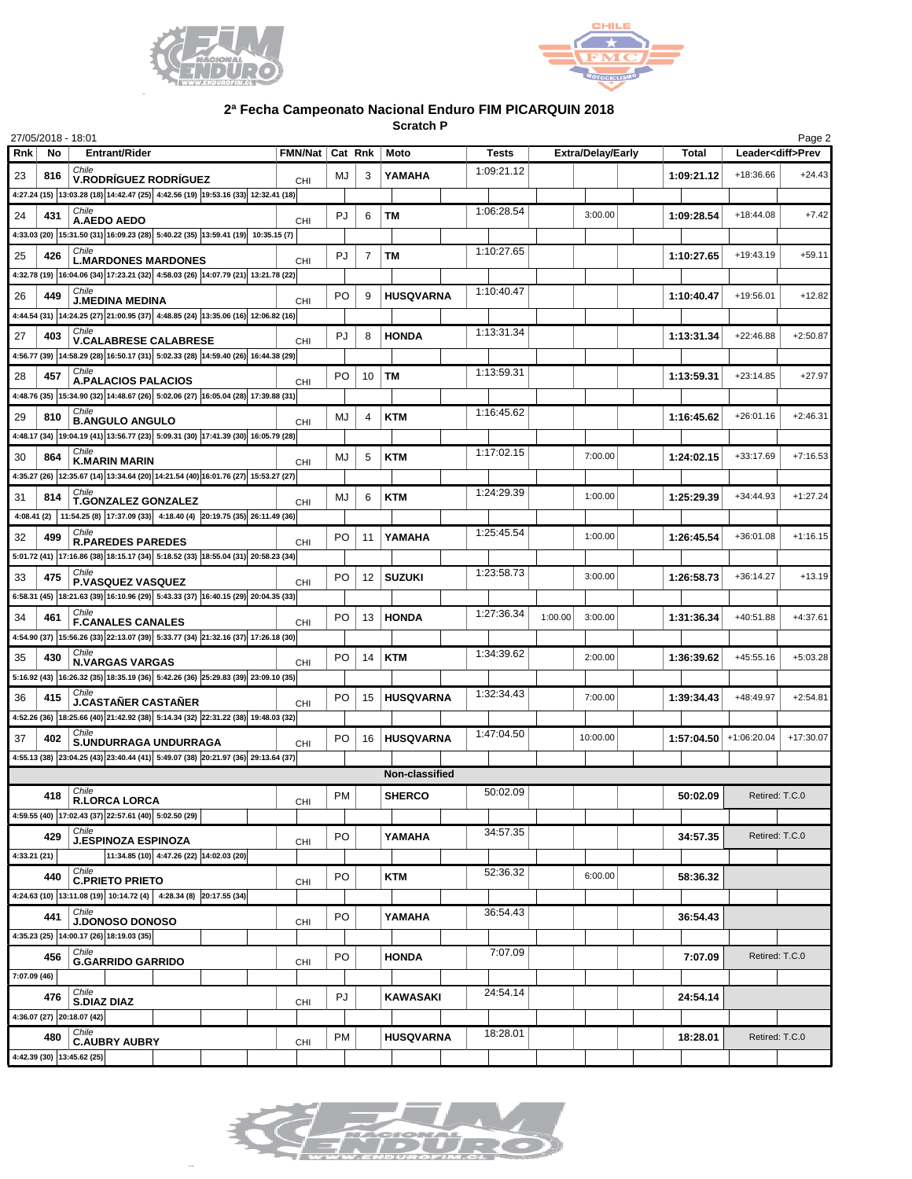## 2ª Fecha Campeonato Nacional Enduro FIM PICARQUIN 2018

**Scratch P**

27/05/2018 - 18:01

| Rnk | No | Entrant/Rider | FMN/Nat | Cat | Rnk | Moto | Tests | Extra/Delay/Early | | Total | Leader<diff>Prev | |
|---|---|---|---|---|---|---|---|---|---|---|---|---|
| 23 | 816 | Chile **V.RODRÍGUEZ RODRÍGUEZ** | CHI | MJ | 3 | **YAMAHA** | 1:09:21.12 | | | **1:09:21.12** | +18:36.66 | +24.43 |
| | | 4:27.24 (15) 13:03.28 (18) 14:42.47 (25) 4:42.56 (19) 19:53.16 (33) 12:32.41 (18) | | | | | | | | | | |
| 24 | 431 | Chile **A.AEDO AEDO** | CHI | PJ | 6 | **TM** | 1:06:28.54 | | 3:00.00 | **1:09:28.54** | +18:44.08 | +7.42 |
| | | 4:33.03 (20) 15:31.50 (31) 16:09.23 (28) 5:40.22 (35) 13:59.41 (19) 10:35.15 (7) | | | | | | | | | | |
| 25 | 426 | Chile **L.MARDONES MARDONES** | CHI | PJ | 7 | **TM** | 1:10:27.65 | | | **1:10:27.65** | +19:43.19 | +59.11 |
| | | 4:32.78 (19) 16:04.06 (34) 17:23.21 (32) 4:58.03 (26) 14:07.79 (21) 13:21.78 (22) | | | | | | | | | | |
| 26 | 449 | Chile **J.MEDINA MEDINA** | CHI | PO | 9 | **HUSQVARNA** | 1:10:40.47 | | | **1:10:40.47** | +19:56.01 | +12.82 |
| | | 4:44.54 (31) 14:24.25 (27) 21:00.95 (37) 4:48.85 (24) 13:35.06 (16) 12:06.82 (16) | | | | | | | | | | |
| 27 | 403 | Chile **V.CALABRESE CALABRESE** | CHI | PJ | 8 | **HONDA** | 1:13:31.34 | | | **1:13:31.34** | +22:46.88 | +2:50.87 |
| | | 4:56.77 (39) 14:58.29 (28) 16:50.17 (31) 5:02.33 (28) 14:59.40 (26) 16:44.38 (29) | | | | | | | | | | |
| 28 | 457 | Chile **A.PALACIOS PALACIOS** | CHI | PO | 10 | **TM** | 1:13:59.31 | | | **1:13:59.31** | +23:14.85 | +27.97 |
| | | 4:48.76 (35) 15:34.90 (32) 14:48.67 (26) 5:02.06 (27) 16:05.04 (28) 17:39.88 (31) | | | | | | | | | | |
| 29 | 810 | Chile **B.ANGULO ANGULO** | CHI | MJ | 4 | **KTM** | 1:16:45.62 | | | **1:16:45.62** | +26:01.16 | +2:46.31 |
| | | 4:48.17 (34) 19:04.19 (41) 13:56.77 (23) 5:09.31 (30) 17:41.39 (30) 16:05.79 (28) | | | | | | | | | | |
| 30 | 864 | Chile **K.MARIN MARIN** | CHI | MJ | 5 | **KTM** | 1:17:02.15 | | 7:00.00 | **1:24:02.15** | +33:17.69 | +7:16.53 |
| | | 4:35.27 (26) 12:35.67 (14) 13:34.64 (20) 14:21.54 (40) 16:01.76 (27) 15:53.27 (27) | | | | | | | | | | |
| 31 | 814 | Chile **T.GONZALEZ GONZALEZ** | CHI | MJ | 6 | **KTM** | 1:24:29.39 | | 1:00.00 | **1:25:29.39** | +34:44.93 | +1:27.24 |
| | | 4:08.41 (2) 11:54.25 (8) 17:37.09 (33) 4:18.40 (4) 20:19.75 (35) 26:11.49 (36) | | | | | | | | | | |
| 32 | 499 | Chile **R.PAREDES PAREDES** | CHI | PO | 11 | **YAMAHA** | 1:25:45.54 | | 1:00.00 | **1:26:45.54** | +36:01.08 | +1:16.15 |
| | | 5:01.72 (41) 17:16.86 (38) 18:15.17 (34) 5:18.52 (33) 18:55.04 (31) 20:58.23 (34) | | | | | | | | | | |
| 33 | 475 | Chile **P.VASQUEZ VASQUEZ** | CHI | PO | 12 | **SUZUKI** | 1:23:58.73 | | 3:00.00 | **1:26:58.73** | +36:14.27 | +13.19 |
| | | 6:58.31 (45) 18:21.63 (39) 16:10.96 (29) 5:43.33 (37) 16:40.15 (29) 20:04.35 (33) | | | | | | | | | | |
| 34 | 461 | Chile **F.CANALES CANALES** | CHI | PO | 13 | **HONDA** | 1:27:36.34 | 1:00.00 | 3:00.00 | **1:31:36.34** | +40:51.88 | +4:37.61 |
| | | 4:54.90 (37) 15:56.26 (33) 22:13.07 (39) 5:33.77 (34) 21:32.16 (37) 17:26.18 (30) | | | | | | | | | | |
| 35 | 430 | Chile **N.VARGAS VARGAS** | CHI | PO | 14 | **KTM** | 1:34:39.62 | | 2:00.00 | **1:36:39.62** | +45:55.16 | +5:03.28 |
| | | 5:16.92 (43) 16:26.32 (35) 18:35.19 (36) 5:42.26 (36) 25:29.83 (39) 23:09.10 (35) | | | | | | | | | | |
| 36 | 415 | Chile **J.CASTAÑER CASTAÑER** | CHI | PO | 15 | **HUSQVARNA** | 1:32:34.43 | | 7:00.00 | **1:39:34.43** | +48:49.97 | +2:54.81 |
| | | 4:52.66 (36) 18:25.66 (40) 21:42.92 (38) 5:14.34 (32) 22:31.22 (38) 19:48.03 (32) | | | | | | | | | | |
| 37 | 402 | Chile **S.UNDURRAGA UNDURRAGA** | CHI | PO | 16 | **HUSQVARNA** | 1:47:04.50 | | 10:00.00 | **1:57:04.50** | +1:06:20.04 | +17:30.07 |
| | | 4:55.13 (38) 23:04.25 (43) 23:40.44 (41) 5:49.07 (38) 20:21.97 (36) 29:13.64 (37) | | | | | | | | | | |
| | | | | | | **Non-classified** | | | | | | |
| | 418 | Chile **R.LORCA LORCA** | CHI | PM | | **SHERCO** | 50:02.09 | | | **50:02.09** | Retired: T.C.0 | |
| | | 4:59.55 (40) 17:02.43 (37) 22:57.61 (40) 5:02.50 (29) | | | | | | | | | | |
| | 429 | Chile **J.ESPINOZA ESPINOZA** | CHI | PO | | **YAMAHA** | 34:57.35 | | | **34:57.35** | Retired: T.C.0 | |
| | | 4:33.21 (21) 11:34.85 (10) 4:47.26 (22) 14:02.03 (20) | | | | | | | | | | |
| | 440 | Chile **C.PRIETO PRIETO** | CHI | PO | | **KTM** | 52:36.32 | | 6:00.00 | **58:36.32** | | |
| | | 4:24.63 (10) 13:11.08 (19) 10:14.72 (4) 4:28.34 (8) 20:17.55 (34) | | | | | | | | | | |
| | 441 | Chile **J.DONOSO DONOSO** | CHI | PO | | **YAMAHA** | 36:54.43 | | | **36:54.43** | | |
| | | 4:35.23 (25) 14:00.17 (26) 18:19.03 (35) | | | | | | | | | | |
| | 456 | Chile **G.GARRIDO GARRIDO** | CHI | PO | | **HONDA** | 7:07.09 | | | **7:07.09** | Retired: T.C.0 | |
| | | 7:07.09 (46) | | | | | | | | | | |
| | 476 | Chile **S.DIAZ DIAZ** | CHI | PJ | | **KAWASAKI** | 24:54.14 | | | **24:54.14** | | |
| | | 4:36.07 (27) 20:18.07 (42) | | | | | | | | | | |
| | 480 | Chile **C.AUBRY AUBRY** | CHI | PM | | **HUSQVARNA** | 18:28.01 | | | **18:28.01** | Retired: T.C.0 | |
| | | 4:42.39 (30) 13:45.62 (25) | | | | | | | | | | |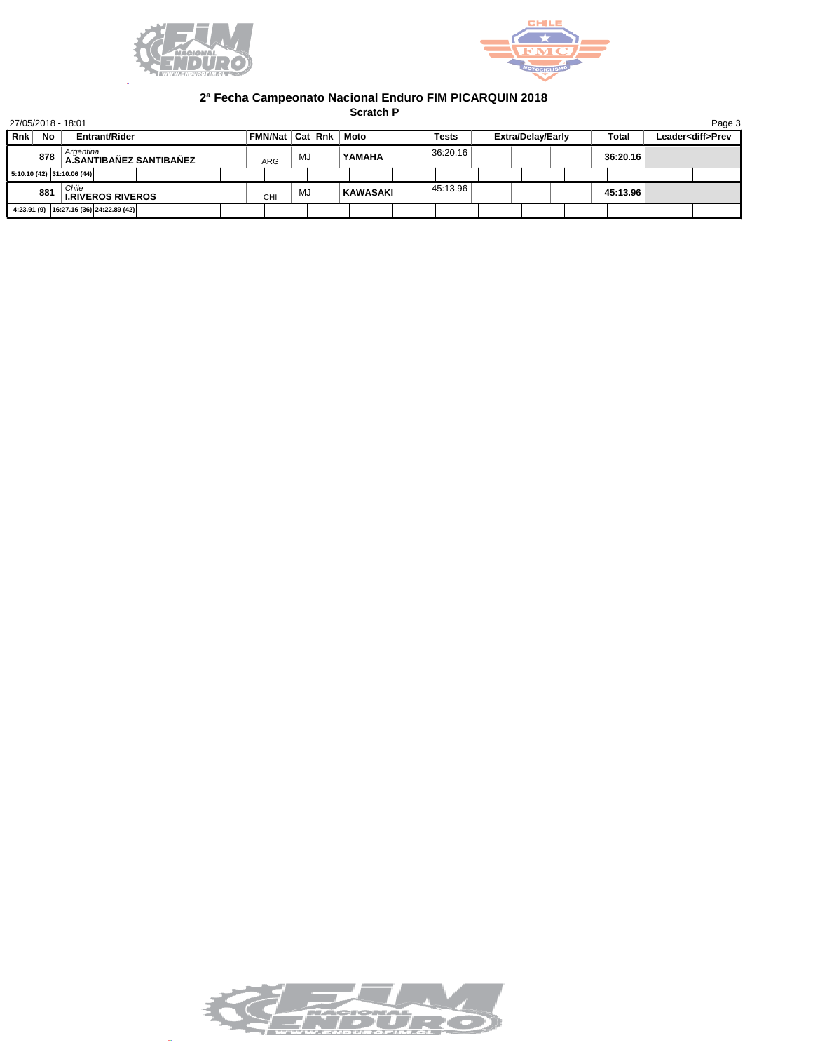## 2ª Fecha Campeonato Nacional Enduro FIM PICARQUIN 2018

**Scratch P**

27/05/2018 - 18:01

| Rnk | No | Entrant/Rider | FMN/Nat | Cat | Rnk | Moto | Tests | Extra/Delay/Early | Total | Leader<diff>Prev |
|---|---|---|---|---|---|---|---|---|---|---|
| | 878 | *Argentina* **A.SANTIBAÑEZ SANTIBAÑEZ** | ARG | MJ | | **YAMAHA** | 36:20.16 | | **36:20.16** | |
| 5:10.10 (42) | 31:10.06 (44) | | | | | | | | | |
| | 881 | *Chile* **I.RIVEROS RIVEROS** | CHI | MJ | | **KAWASAKI** | 45:13.96 | | **45:13.96** | |
| 4:23.91 (9) | 16:27.16 (36) | 24:22.89 (42) | | | | | | | | |